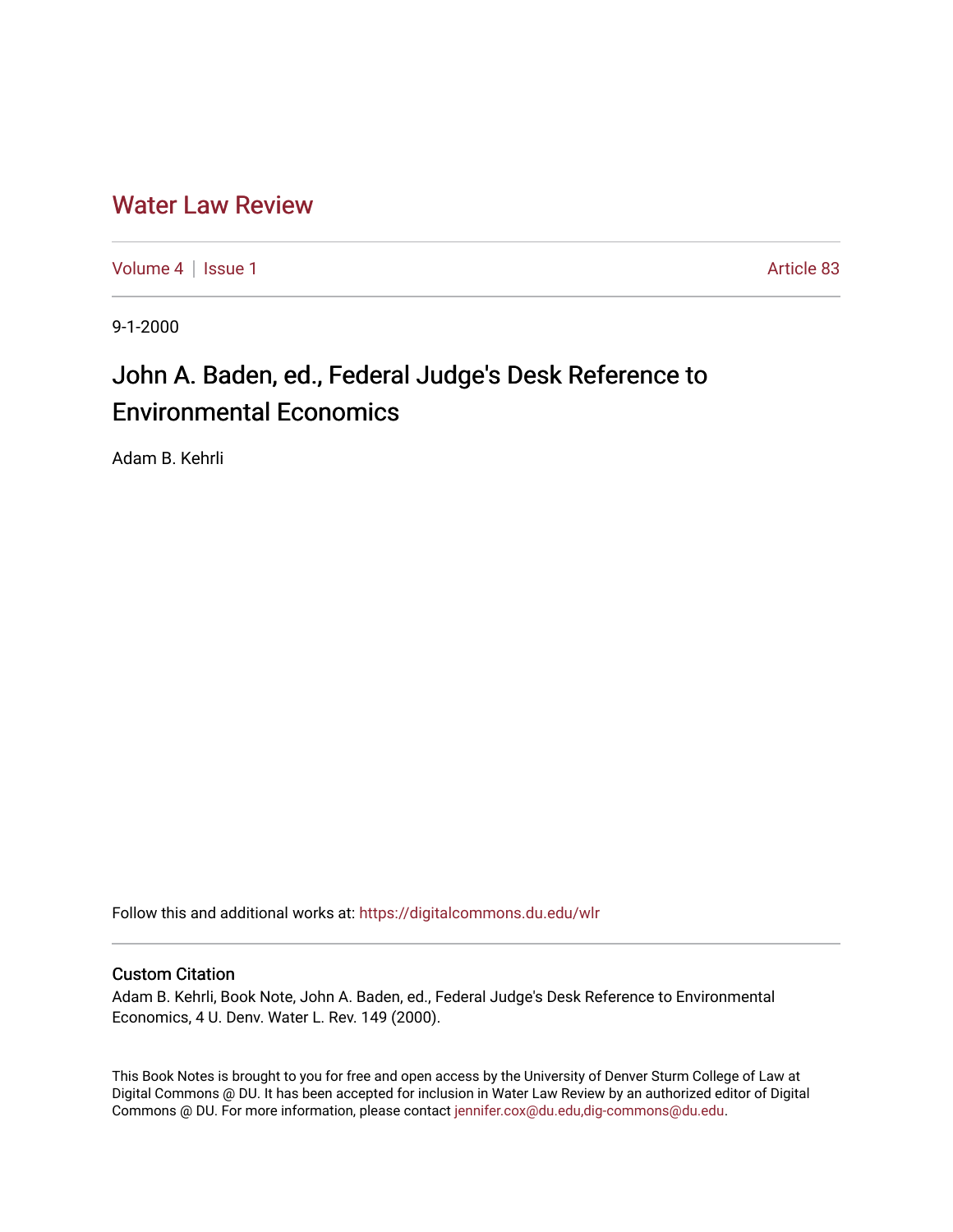# Water Law Review

Volume 4 | Issue 1 | Article 83

9-1-2000

## John A. Baden, ed., Federal Judge's Desk Reference to Environmental Economics

Adam B. Kehrli

Follow this and additional works at: https://digitalcommons.du.edu/wlr

### Custom Citation

Adam B. Kehrli, Book Note, John A. Baden, ed., Federal Judge's Desk Reference to Environmental Economics, 4 U. Denv. Water L. Rev. 149 (2000).

This Book Notes is brought to you for free and open access by the University of Denver Sturm College of Law at Digital Commons @ DU. It has been accepted for inclusion in Water Law Review by an authorized editor of Digital Commons @ DU. For more information, please contact jennifer.cox@du.edu,dig-commons@du.edu.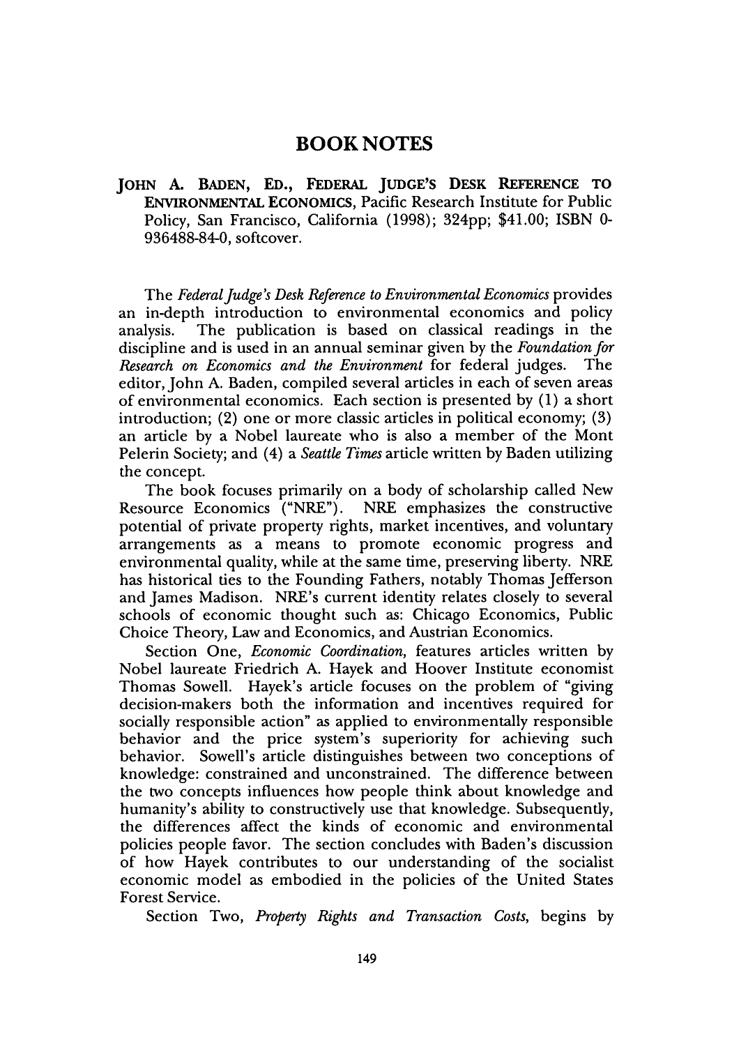# BOOK NOTES

**JOHN A. BADEN, ED., FEDERAL JUDGE'S DESK REFERENCE TO ENVIRONMENTAL ECONOMICS**, Pacific Research Institute for Public Policy, San Francisco, California (1998); 324pp; $41.00; ISBN 0-936488-84-0, softcover.

The *Federal Judge's Desk Reference to Environmental Economics* provides an in-depth introduction to environmental economics and policy analysis. The publication is based on classical readings in the discipline and is used in an annual seminar given by the *Foundation for Research on Economics and the Environment* for federal judges. The editor, John A. Baden, compiled several articles in each of seven areas of environmental economics. Each section is presented by (1) a short introduction; (2) one or more classic articles in political economy; (3) an article by a Nobel laureate who is also a member of the Mont Pelerin Society; and (4) a *Seattle Times* article written by Baden utilizing the concept.

The book focuses primarily on a body of scholarship called New Resource Economics ("NRE"). NRE emphasizes the constructive potential of private property rights, market incentives, and voluntary arrangements as a means to promote economic progress and environmental quality, while at the same time, preserving liberty. NRE has historical ties to the Founding Fathers, notably Thomas Jefferson and James Madison. NRE's current identity relates closely to several schools of economic thought such as: Chicago Economics, Public Choice Theory, Law and Economics, and Austrian Economics.

Section One, *Economic Coordination*, features articles written by Nobel laureate Friedrich A. Hayek and Hoover Institute economist Thomas Sowell. Hayek's article focuses on the problem of "giving decision-makers both the information and incentives required for socially responsible action" as applied to environmentally responsible behavior and the price system's superiority for achieving such behavior. Sowell's article distinguishes between two conceptions of knowledge: constrained and unconstrained. The difference between the two concepts influences how people think about knowledge and humanity's ability to constructively use that knowledge. Subsequently, the differences affect the kinds of economic and environmental policies people favor. The section concludes with Baden's discussion of how Hayek contributes to our understanding of the socialist economic model as embodied in the policies of the United States Forest Service.

Section Two, *Property Rights and Transaction Costs*, begins by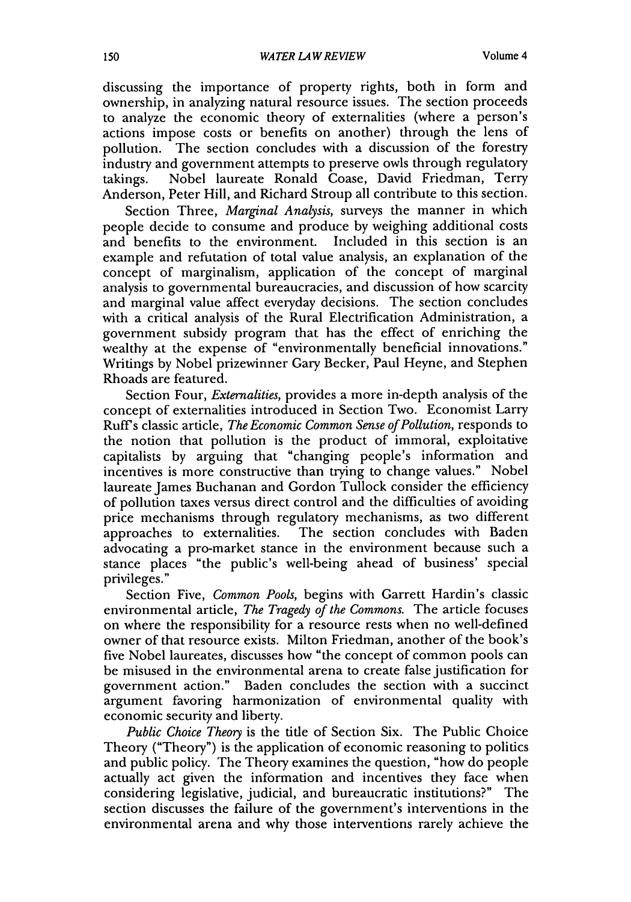discussing the importance of property rights, both in form and ownership, in analyzing natural resource issues. The section proceeds to analyze the economic theory of externalities (where a person's actions impose costs or benefits on another) through the lens of pollution. The section concludes with a discussion of the forestry industry and government attempts to preserve owls through regulatory takings. Nobel laureate Ronald Coase, David Friedman, Terry Anderson, Peter Hill, and Richard Stroup all contribute to this section.

Section Three, *Marginal Analysis*, surveys the manner in which people decide to consume and produce by weighing additional costs and benefits to the environment. Included in this section is an example and refutation of total value analysis, an explanation of the concept of marginalism, application of the concept of marginal analysis to governmental bureaucracies, and discussion of how scarcity and marginal value affect everyday decisions. The section concludes with a critical analysis of the Rural Electrification Administration, a government subsidy program that has the effect of enriching the wealthy at the expense of "environmentally beneficial innovations." Writings by Nobel prizewinner Gary Becker, Paul Heyne, and Stephen Rhoads are featured.

Section Four, *Externalities*, provides a more in-depth analysis of the concept of externalities introduced in Section Two. Economist Larry Ruff's classic article, *The Economic Common Sense of Pollution*, responds to the notion that pollution is the product of immoral, exploitative capitalists by arguing that "changing people's information and incentives is more constructive than trying to change values." Nobel laureate James Buchanan and Gordon Tullock consider the efficiency of pollution taxes versus direct control and the difficulties of avoiding price mechanisms through regulatory mechanisms, as two different approaches to externalities. The section concludes with Baden advocating a pro-market stance in the environment because such a stance places "the public's well-being ahead of business' special privileges."

Section Five, *Common Pools*, begins with Garrett Hardin's classic environmental article, *The Tragedy of the Commons*. The article focuses on where the responsibility for a resource rests when no well-defined owner of that resource exists. Milton Friedman, another of the book's five Nobel laureates, discusses how "the concept of common pools can be misused in the environmental arena to create false justification for government action." Baden concludes the section with a succinct argument favoring harmonization of environmental quality with economic security and liberty.

*Public Choice Theory* is the title of Section Six. The Public Choice Theory ("Theory") is the application of economic reasoning to politics and public policy. The Theory examines the question, "how do people actually act given the information and incentives they face when considering legislative, judicial, and bureaucratic institutions?" The section discusses the failure of the government's interventions in the environmental arena and why those interventions rarely achieve the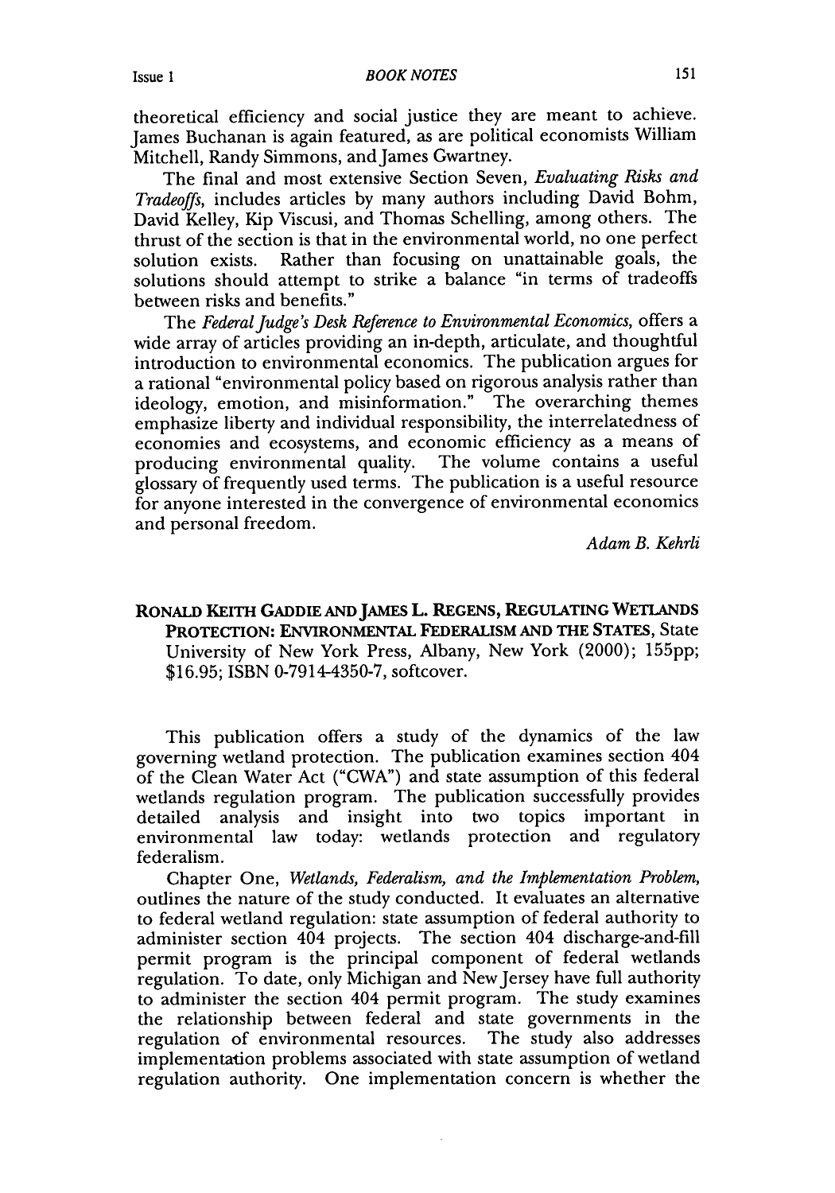theoretical efficiency and social justice they are meant to achieve. James Buchanan is again featured, as are political economists William Mitchell, Randy Simmons, and James Gwartney.

The final and most extensive Section Seven, *Evaluating Risks and Tradeoffs*, includes articles by many authors including David Bohm, David Kelley, Kip Viscusi, and Thomas Schelling, among others. The thrust of the section is that in the environmental world, no one perfect solution exists. Rather than focusing on unattainable goals, the solutions should attempt to strike a balance "in terms of tradeoffs between risks and benefits."

The *Federal Judge's Desk Reference to Environmental Economics*, offers a wide array of articles providing an in-depth, articulate, and thoughtful introduction to environmental economics. The publication argues for a rational "environmental policy based on rigorous analysis rather than ideology, emotion, and misinformation." The overarching themes emphasize liberty and individual responsibility, the interrelatedness of economies and ecosystems, and economic efficiency as a means of producing environmental quality. The volume contains a useful glossary of frequently used terms. The publication is a useful resource for anyone interested in the convergence of environmental economics and personal freedom.

*Adam B. Kehrli*

**RONALD KEITH GADDIE AND JAMES L. REGENS, REGULATING WETLANDS PROTECTION: ENVIRONMENTAL FEDERALISM AND THE STATES**, State University of New York Press, Albany, New York (2000); 155pp; $16.95; ISBN 0-7914-4350-7, softcover.

This publication offers a study of the dynamics of the law governing wetland protection. The publication examines section 404 of the Clean Water Act ("CWA") and state assumption of this federal wetlands regulation program. The publication successfully provides detailed analysis and insight into two topics important in environmental law today: wetlands protection and regulatory federalism.

Chapter One, *Wetlands, Federalism, and the Implementation Problem*, outlines the nature of the study conducted. It evaluates an alternative to federal wetland regulation: state assumption of federal authority to administer section 404 projects. The section 404 discharge-and-fill permit program is the principal component of federal wetlands regulation. To date, only Michigan and New Jersey have full authority to administer the section 404 permit program. The study examines the relationship between federal and state governments in the regulation of environmental resources. The study also addresses implementation problems associated with state assumption of wetland regulation authority. One implementation concern is whether the